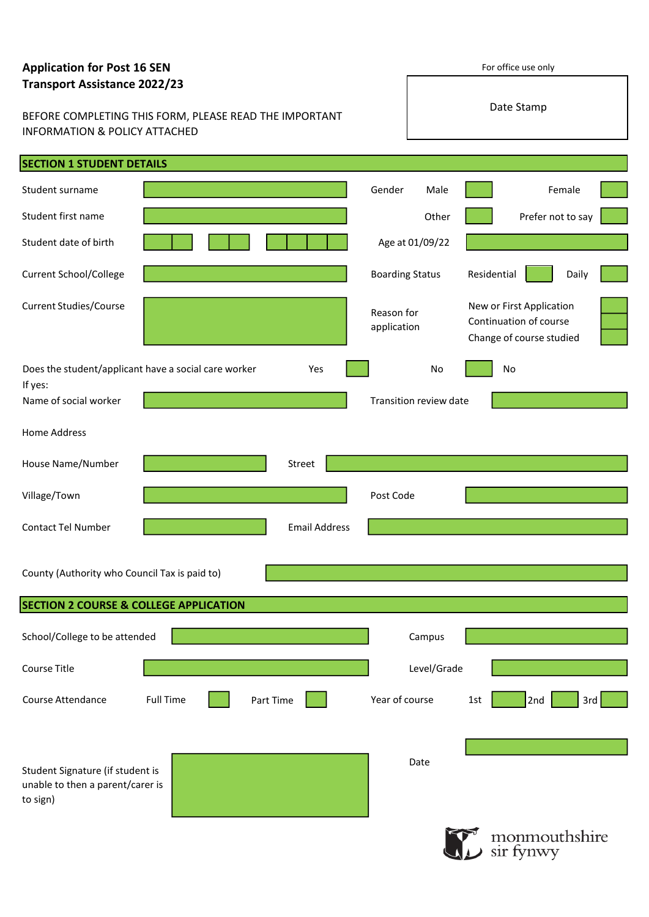# Application for Post 16 SEN Transport Assistance 2022/23

For office use only

Date Stamp

BEFORE COMPLETING THIS FORM, PLEASE READ THE IMPORTANT INFORMATION & POLICY ATTACHED

## SECTION 1 STUDENT DETAILS

| | | | |
|---|---|---|---|
| Student surname | | Gender | Male ☐ Female ☐ |
| Student first name | | | Other ☐ Prefer not to say ☐ |
| Student date of birth | | Age at 01/09/22 | |
| Current School/College | | Boarding Status | Residential ☐ Daily ☐ |
| Current Studies/Course | | Reason for application | New or First Application ☐<br>Continuation of course ☐<br>Change of course studied ☐ |

Does the student/applicant have a social care worker Yes ☐ No ☐ No

If yes:

| | | | |
|---|---|---|---|
| Name of social worker | | Transition review date | |

Home Address

| | | | |
|---|---|---|---|
| House Name/Number | | Street | |
| Village/Town | | Post Code | |
| Contact Tel Number | | Email Address | |

County (Authority who Council Tax is paid to)

## SECTION 2 COURSE & COLLEGE APPLICATION

| | | | |
|---|---|---|---|
| School/College to be attended | | Campus | |
| Course Title | | Level/Grade | |
| Course Attendance | Full Time ☐ Part Time ☐ | Year of course | 1st ☐ 2nd ☐ 3rd ☐ |

| | | | |
|---|---|---|---|
| Student Signature (if student is unable to then a parent/carer is to sign) | | Date | |

monmouthshire sir fynwy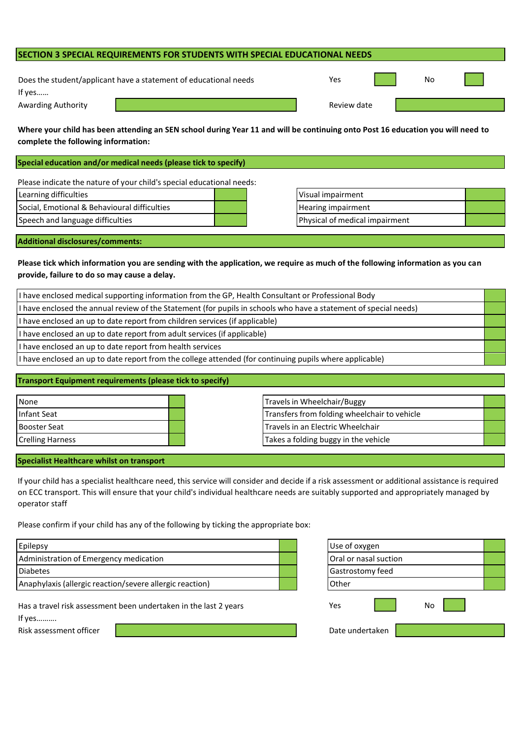## SECTION 3 SPECIAL REQUIREMENTS FOR STUDENTS WITH SPECIAL EDUCATIONAL NEEDS

Does the student/applicant have a statement of educational needs | Yes ☐ | No ☐

If yes……

Awarding Authority ____________ Review date ____________

**Where your child has been attending an SEN school during Year 11 and will be continuing onto Post 16 education you will need to complete the following information:**

### Special education and/or medical needs (please tick to specify)

Please indicate the nature of your child's special educational needs:

| | | | |
|---|---|---|---|
| Learning difficulties | ☐ | Visual impairment | ☐ |
| Social, Emotional & Behavioural difficulties | ☐ | Hearing impairment | ☐ |
| Speech and language difficulties | ☐ | Physical of medical impairment | ☐ |

### Additional disclosures/comments:

**Please tick which information you are sending with the application, we require as much of the following information as you can provide, failure to do so may cause a delay.**

| | |
|---|---|
| I have enclosed medical supporting information from the GP, Health Consultant or Professional Body | ☐ |
| I have enclosed the annual review of the Statement (for pupils in schools who have a statement of special needs) | ☐ |
| I have enclosed an up to date report from children services (if applicable) | ☐ |
| I have enclosed an up to date report from adult services (if applicable) | ☐ |
| I have enclosed an up to date report from health services | ☐ |
| I have enclosed an up to date report from the college attended (for continuing pupils where applicable) | ☐ |

### Transport Equipment requirements (please tick to specify)

| | | | |
|---|---|---|---|
| None | ☐ | Travels in Wheelchair/Buggy | ☐ |
| Infant Seat | ☐ | Transfers from folding wheelchair to vehicle | ☐ |
| Booster Seat | ☐ | Travels in an Electric Wheelchair | ☐ |
| Crelling Harness | ☐ | Takes a folding buggy in the vehicle | ☐ |

### Specialist Healthcare whilst on transport

If your child has a specialist healthcare need, this service will consider and decide if a risk assessment or additional assistance is required on ECC transport. This will ensure that your child's individual healthcare needs are suitably supported and appropriately managed by operator staff

Please confirm if your child has any of the following by ticking the appropriate box:

| | | | |
|---|---|---|---|
| Epilepsy | ☐ | Use of oxygen | ☐ |
| Administration of Emergency medication | ☐ | Oral or nasal suction | ☐ |
| Diabetes | ☐ | Gastrostomy feed | ☐ |
| Anaphylaxis (allergic reaction/severe allergic reaction) | ☐ | Other | ☐ |

Has a travel risk assessment been undertaken in the last 2 years | Yes ☐ | No ☐

If yes……….

Risk assessment officer ____________ Date undertaken ____________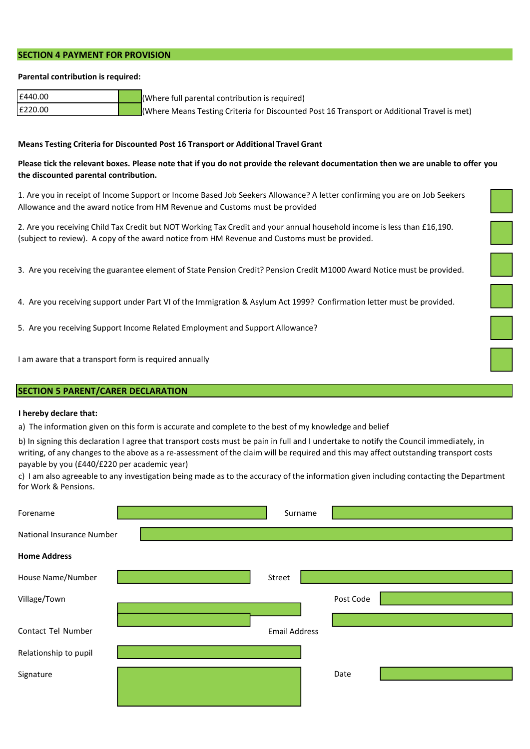## SECTION 4 PAYMENT FOR PROVISION

**Parental contribution is required:**

| | | |
|---|---|---|
| £440.00 | | (Where full parental contribution is required) |
| £220.00 | | (Where Means Testing Criteria for Discounted Post 16 Transport or Additional Travel is met) |

**Means Testing Criteria for Discounted Post 16 Transport or Additional Travel Grant**

**Please tick the relevant boxes. Please note that if you do not provide the relevant documentation then we are unable to offer you the discounted parental contribution.**

1. Are you in receipt of Income Support or Income Based Job Seekers Allowance? A letter confirming you are on Job Seekers Allowance and the award notice from HM Revenue and Customs must be provided

2. Are you receiving Child Tax Credit but NOT Working Tax Credit and your annual household income is less than £16,190. (subject to review). A copy of the award notice from HM Revenue and Customs must be provided.

3. Are you receiving the guarantee element of State Pension Credit? Pension Credit M1000 Award Notice must be provided.

4. Are you receiving support under Part VI of the Immigration & Asylum Act 1999? Confirmation letter must be provided.

5. Are you receiving Support Income Related Employment and Support Allowance?

I am aware that a transport form is required annually

## SECTION 5 PARENT/CARER DECLARATION

**I hereby declare that:**

a) The information given on this form is accurate and complete to the best of my knowledge and belief

b) In signing this declaration I agree that transport costs must be pain in full and I undertake to notify the Council immediately, in writing, of any changes to the above as a re-assessment of the claim will be required and this may affect outstanding transport costs payable by you (£440/£220 per academic year)

c) I am also agreeable to any investigation being made as to the accuracy of the information given including contacting the Department for Work & Pensions.

Forename

Surname

National Insurance Number

**Home Address**

House Name/Number

Street

Village/Town

Post Code

Contact Tel Number

Email Address

Relationship to pupil

Signature

Date